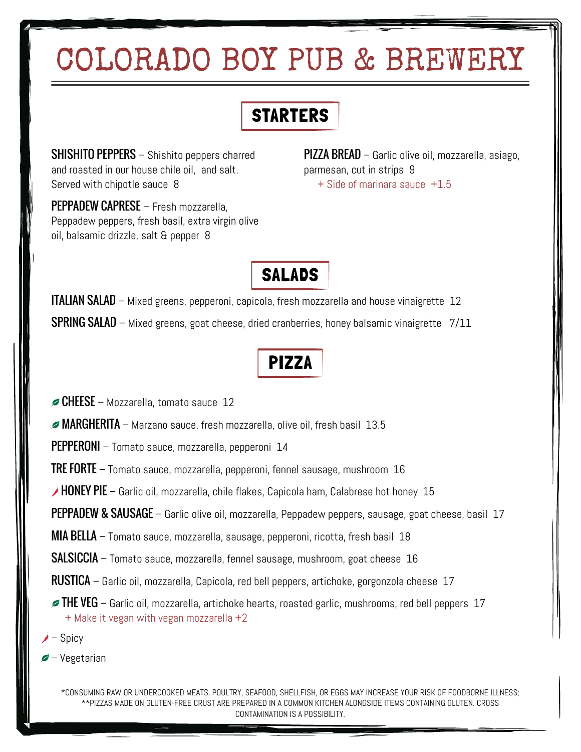# COLORADO BOY PUB & BREWERY

## STARTERS

**SHISHITO PEPPERS** – Shishito peppers charred and roasted in our house chile oil, and salt. Served with chipotle sauce 8

**PEPPADEW CAPRESE** – Fresh mozzarella, Peppadew peppers, fresh basil, extra virgin olive oil, balsamic drizzle, salt & pepper 8

**PIZZA BREAD** – Garlic olive oil, mozzarella, asiago, parmesan, cut in strips 9
+ Side of marinara sauce +1.5

## SALADS

**ITALIAN SALAD** – Mixed greens, pepperoni, capicola, fresh mozzarella and house vinaigrette 12

**SPRING SALAD** – Mixed greens, goat cheese, dried cranberries, honey balsamic vinaigrette 7/11

## PIZZA

🌿 **CHEESE** – Mozzarella, tomato sauce 12

🌿 **MARGHERITA** – Marzano sauce, fresh mozzarella, olive oil, fresh basil 13.5

**PEPPERONI** – Tomato sauce, mozzarella, pepperoni 14

**TRE FORTE** – Tomato sauce, mozzarella, pepperoni, fennel sausage, mushroom 16

🌶 **HONEY PIE** – Garlic oil, mozzarella, chile flakes, Capicola ham, Calabrese hot honey 15

**PEPPADEW & SAUSAGE** – Garlic olive oil, mozzarella, Peppadew peppers, sausage, goat cheese, basil 17

**MIA BELLA** – Tomato sauce, mozzarella, sausage, pepperoni, ricotta, fresh basil 18

**SALSICCIA** – Tomato sauce, mozzarella, fennel sausage, mushroom, goat cheese 16

**RUSTICA** – Garlic oil, mozzarella, Capicola, red bell peppers, artichoke, gorgonzola cheese 17

🌿 **THE VEG** – Garlic oil, mozzarella, artichoke hearts, roasted garlic, mushrooms, red bell peppers 17
+ Make it vegan with vegan mozzarella +2

🌶 – Spicy

🌿 – Vegetarian

*CONSUMING RAW OR UNDERCOOKED MEATS, POULTRY, SEAFOOD, SHELLFISH, OR EGGS MAY INCREASE YOUR RISK OF FOODBORNE ILLNESS;
**PIZZAS MADE ON GLUTEN-FREE CRUST ARE PREPARED IN A COMMON KITCHEN ALONGSIDE ITEMS CONTAINING GLUTEN. CROSS CONTAMINATION IS A POSSIBILITY.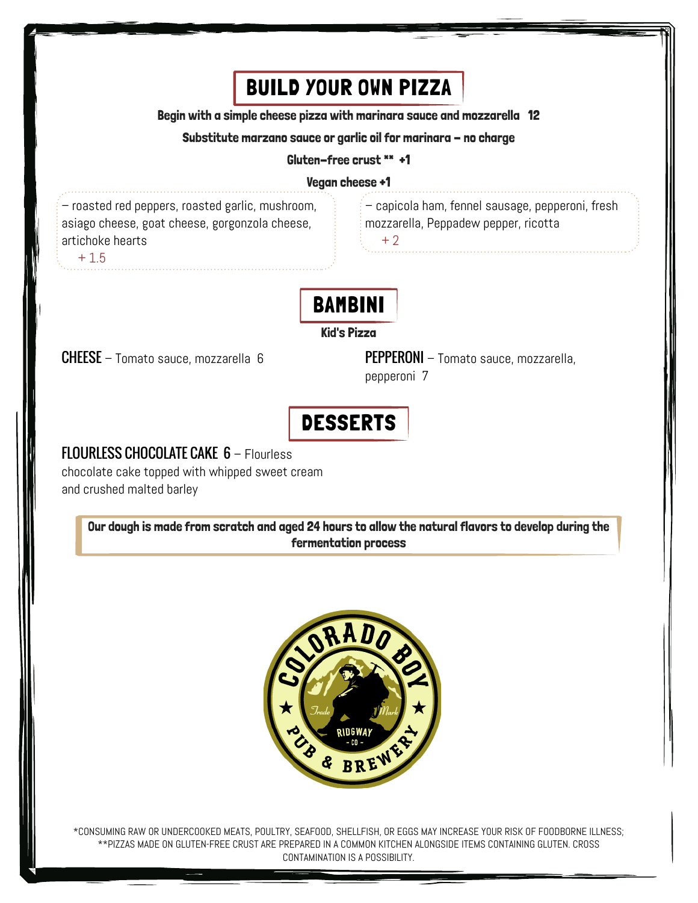# BUILD YOUR OWN PIZZA

**Begin with a simple cheese pizza with marinara sauce and mozzarella 12**

**Substitute marzano sauce or garlic oil for marinara – no charge**

**Gluten-free crust \*\* +1**

**Vegan cheese +1**

– roasted red peppers, roasted garlic, mushroom, asiago cheese, goat cheese, gorgonzola cheese, artichoke hearts
+ 1.5

– capicola ham, fennel sausage, pepperoni, fresh mozzarella, Peppadew pepper, ricotta
+ 2

# BAMBINI

**Kid's Pizza**

**CHEESE** – Tomato sauce, mozzarella 6

**PEPPERONI** – Tomato sauce, mozzarella, pepperoni 7

# DESSERTS

**FLOURLESS CHOCOLATE CAKE 6** – Flourless chocolate cake topped with whipped sweet cream and crushed malted barley

**Our dough is made from scratch and aged 24 hours to allow the natural flavors to develop during the fermentation process**

COLORADO BOY PUB & BREWERY
RIDGWAY - CO -

*CONSUMING RAW OR UNDERCOOKED MEATS, POULTRY, SEAFOOD, SHELLFISH, OR EGGS MAY INCREASE YOUR RISK OF FOODBORNE ILLNESS;
**PIZZAS MADE ON GLUTEN-FREE CRUST ARE PREPARED IN A COMMON KITCHEN ALONGSIDE ITEMS CONTAINING GLUTEN. CROSS CONTAMINATION IS A POSSIBILITY.